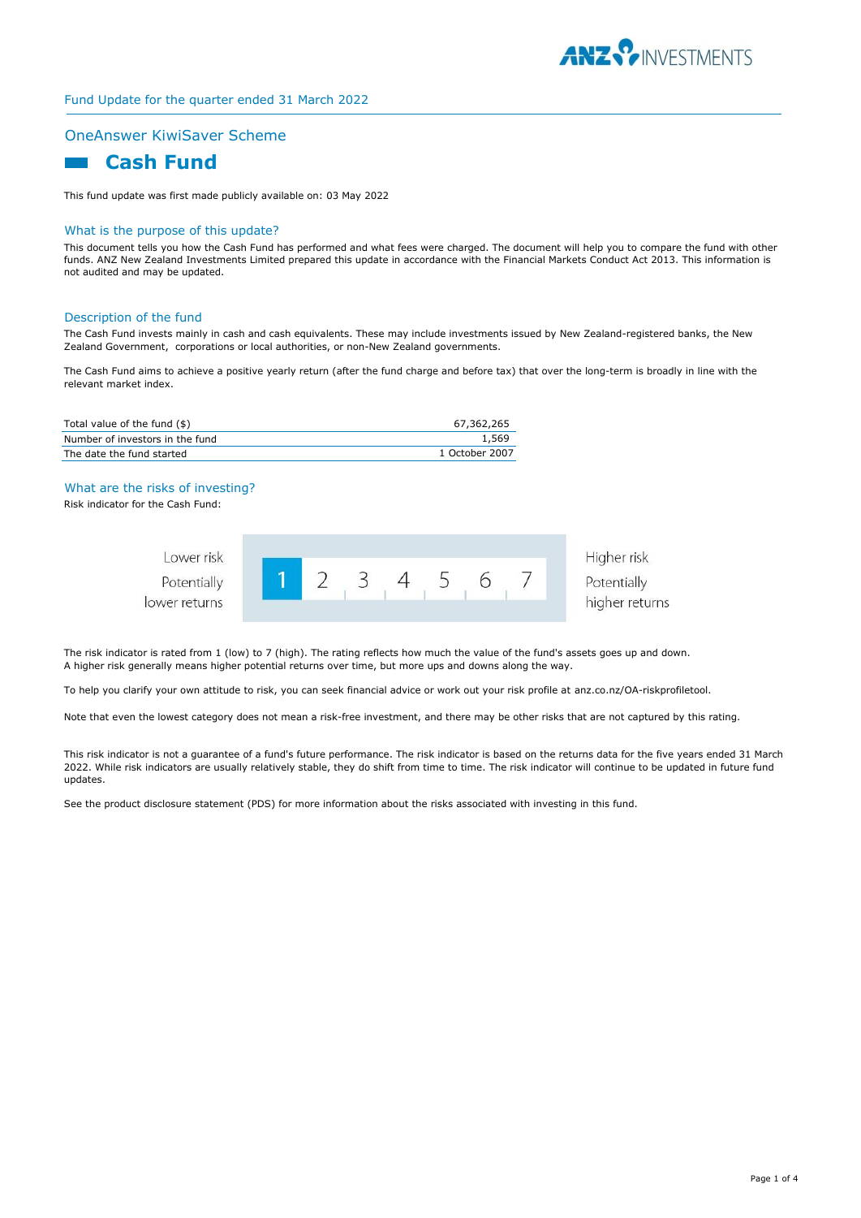Fund Update for the quarter ended 31 March 2022

## OneAnswer KiwiSaver Scheme

# Cash Fund

This fund update was first made publicly available on: 03 May 2022

## What is the purpose of this update?

This document tells you how the Cash Fund has performed and what fees were charged. The document will help you to compare the fund with other funds. ANZ New Zealand Investments Limited prepared this update in accordance with the Financial Markets Conduct Act 2013. This information is not audited and may be updated.

## Description of the fund

The Cash Fund invests mainly in cash and cash equivalents. These may include investments issued by New Zealand-registered banks, the New Zealand Government, corporations or local authorities, or non-New Zealand governments.

The Cash Fund aims to achieve a positive yearly return (after the fund charge and before tax) that over the long-term is broadly in line with the relevant market index.

| | |
|---|---|
| Total value of the fund ($) | 67,362,265 |
| Number of investors in the fund | 1,569 |
| The date the fund started | 1 October 2007 |

## What are the risks of investing?

Risk indicator for the Cash Fund:

| Lower risk<br>Potentially lower returns | **1** | 2 | 3 | 4 | 5 | 6 | 7 | Higher risk<br>Potentially higher returns |
|---|---|---|---|---|---|---|---|---|

The risk indicator is rated from 1 (low) to 7 (high). The rating reflects how much the value of the fund's assets goes up and down. A higher risk generally means higher potential returns over time, but more ups and downs along the way.

To help you clarify your own attitude to risk, you can seek financial advice or work out your risk profile at anz.co.nz/OA-riskprofiletool.

Note that even the lowest category does not mean a risk-free investment, and there may be other risks that are not captured by this rating.

This risk indicator is not a guarantee of a fund's future performance. The risk indicator is based on the returns data for the five years ended 31 March 2022. While risk indicators are usually relatively stable, they do shift from time to time. The risk indicator will continue to be updated in future fund updates.

See the product disclosure statement (PDS) for more information about the risks associated with investing in this fund.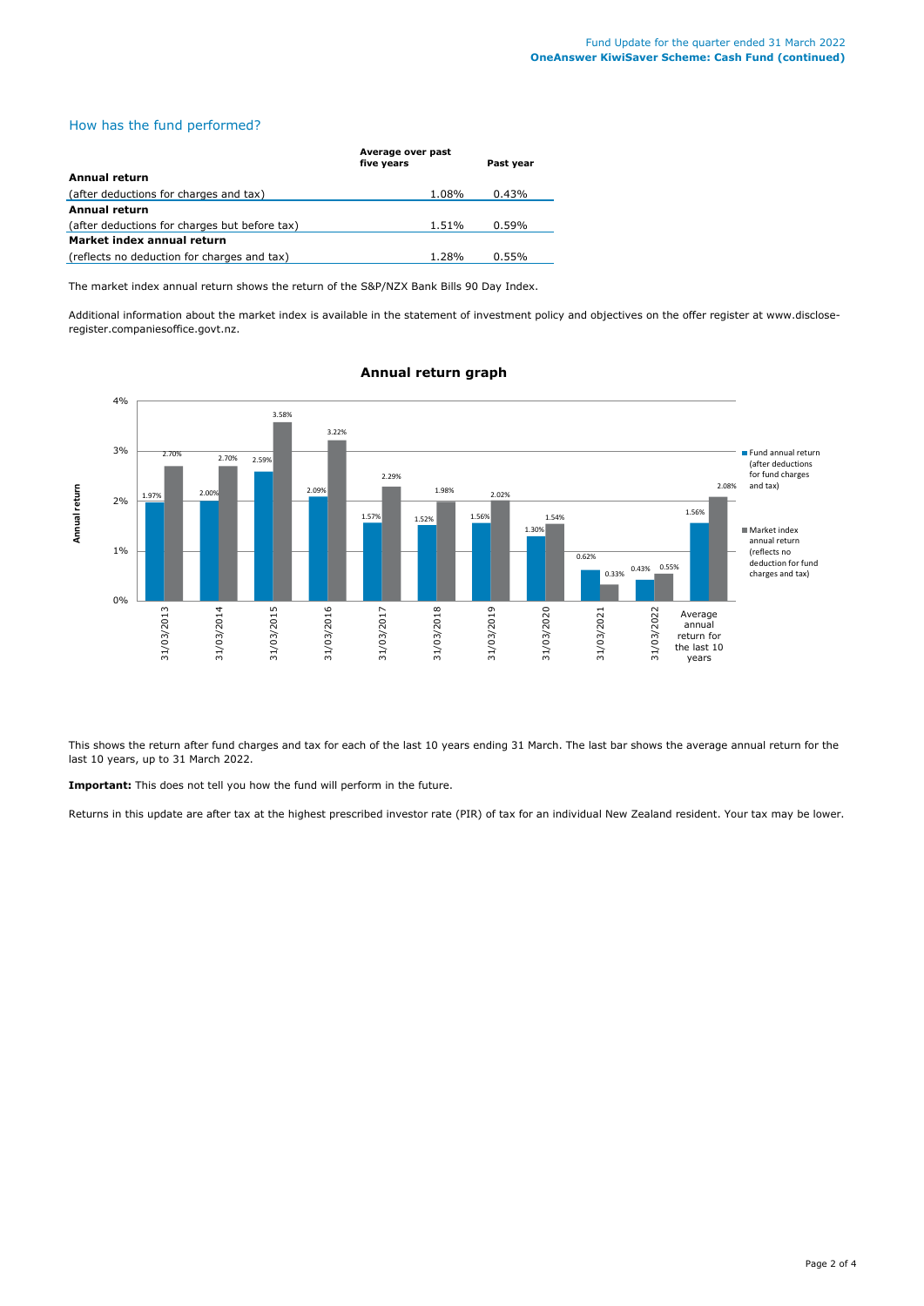## How has the fund performed?

| | Average over past five years | Past year |
|---|---|---|
| **Annual return** | | |
| (after deductions for charges and tax) | 1.08% | 0.43% |
| **Annual return** | | |
| (after deductions for charges but before tax) | 1.51% | 0.59% |
| **Market index annual return** | | |
| (reflects no deduction for charges and tax) | 1.28% | 0.55% |

The market index annual return shows the return of the S&P/NZX Bank Bills 90 Day Index.

Additional information about the market index is available in the statement of investment policy and objectives on the offer register at www.disclose-register.companiesoffice.govt.nz.

### Annual return graph

| | Fund annual return (after deductions for fund charges and tax) | Market index annual return (reflects no deduction for fund charges and tax) |
|---|---|---|
| 31/03/2013 | 1.97% | 2.70% |
| 31/03/2014 | 2.00% | 2.70% |
| 31/03/2015 | 2.59% | 3.58% |
| 31/03/2016 | 2.09% | 3.22% |
| 31/03/2017 | 1.57% | 2.29% |
| 31/03/2018 | 1.52% | 1.98% |
| 31/03/2019 | 1.56% | 2.02% |
| 31/03/2020 | 1.30% | 1.54% |
| 31/03/2021 | 0.62% | 0.33% |
| 31/03/2022 | 0.43% | 0.55% |
| Average annual return for the last 10 years | 1.56% | 2.08% |

This shows the return after fund charges and tax for each of the last 10 years ending 31 March. The last bar shows the average annual return for the last 10 years, up to 31 March 2022.

**Important:** This does not tell you how the fund will perform in the future.

Returns in this update are after tax at the highest prescribed investor rate (PIR) of tax for an individual New Zealand resident. Your tax may be lower.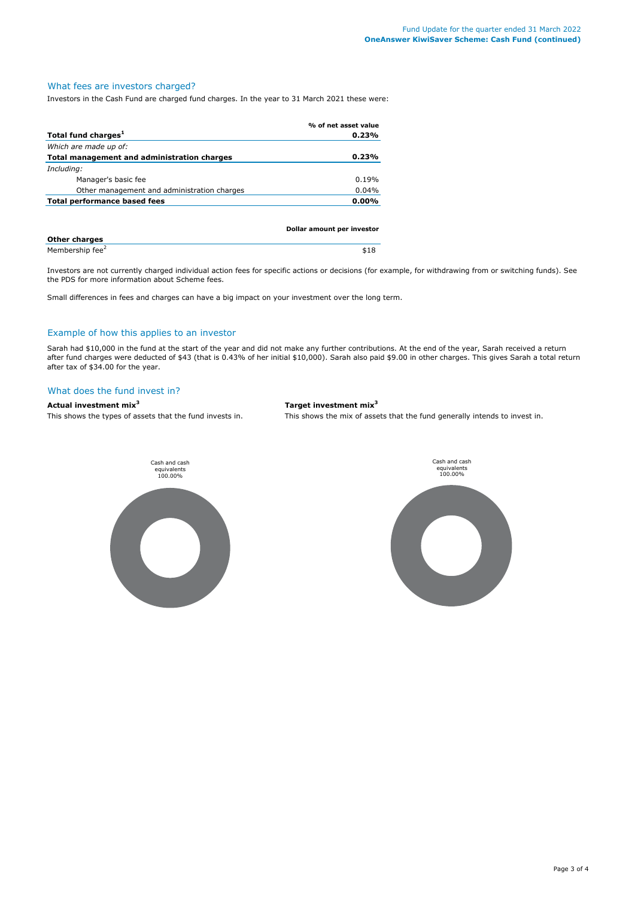## What fees are investors charged?

Investors in the Cash Fund are charged fund charges. In the year to 31 March 2021 these were:

| | % of net asset value |
|---|---|
| **Total fund charges[1]** | **0.23%** |
| *Which are made up of:* | |
| **Total management and administration charges** | **0.23%** |
| *Including:* | |
| Manager's basic fee | 0.19% |
| Other management and administration charges | 0.04% |
| **Total performance based fees** | **0.00%** |

| **Other charges** | **Dollar amount per investor** |
|---|---|
| Membership fee[2] | $18 |

Investors are not currently charged individual action fees for specific actions or decisions (for example, for withdrawing from or switching funds). See the PDS for more information about Scheme fees.

Small differences in fees and charges can have a big impact on your investment over the long term.

## Example of how this applies to an investor

Sarah had $10,000 in the fund at the start of the year and did not make any further contributions. At the end of the year, Sarah received a return after fund charges were deducted of $43 (that is 0.43% of her initial $10,000). Sarah also paid $9.00 in other charges. This gives Sarah a total return after tax of $34.00 for the year.

## What does the fund invest in?

**Actual investment mix[3]**

This shows the types of assets that the fund invests in.

Cash and cash equivalents 100.00%

**Target investment mix[3]**

This shows the mix of assets that the fund generally intends to invest in.

Cash and cash equivalents 100.00%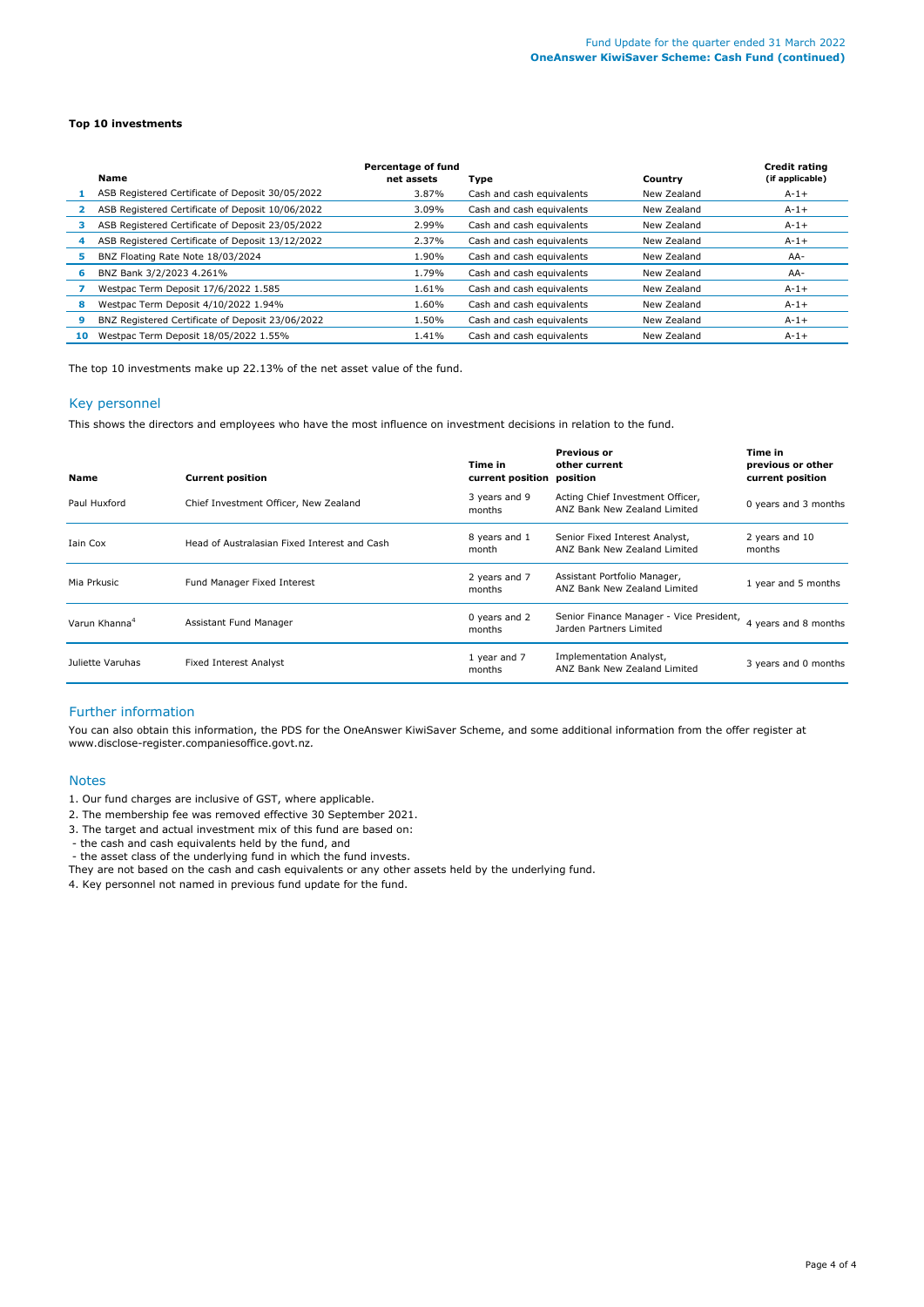### Top 10 investments

| | Name | Percentage of fund net assets | Type | Country | Credit rating (if applicable) |
|---|---|---|---|---|---|
| 1 | ASB Registered Certificate of Deposit 30/05/2022 | 3.87% | Cash and cash equivalents | New Zealand | A-1+ |
| 2 | ASB Registered Certificate of Deposit 10/06/2022 | 3.09% | Cash and cash equivalents | New Zealand | A-1+ |
| 3 | ASB Registered Certificate of Deposit 23/05/2022 | 2.99% | Cash and cash equivalents | New Zealand | A-1+ |
| 4 | ASB Registered Certificate of Deposit 13/12/2022 | 2.37% | Cash and cash equivalents | New Zealand | A-1+ |
| 5 | BNZ Floating Rate Note 18/03/2024 | 1.90% | Cash and cash equivalents | New Zealand | AA- |
| 6 | BNZ Bank 3/2/2023 4.261% | 1.79% | Cash and cash equivalents | New Zealand | AA- |
| 7 | Westpac Term Deposit 17/6/2022 1.585 | 1.61% | Cash and cash equivalents | New Zealand | A-1+ |
| 8 | Westpac Term Deposit 4/10/2022 1.94% | 1.60% | Cash and cash equivalents | New Zealand | A-1+ |
| 9 | BNZ Registered Certificate of Deposit 23/06/2022 | 1.50% | Cash and cash equivalents | New Zealand | A-1+ |
| 10 | Westpac Term Deposit 18/05/2022 1.55% | 1.41% | Cash and cash equivalents | New Zealand | A-1+ |

The top 10 investments make up 22.13% of the net asset value of the fund.

## Key personnel

This shows the directors and employees who have the most influence on investment decisions in relation to the fund.

| Name | Current position | Time in current position | Previous or other current position | Time in previous or other current position |
|---|---|---|---|---|
| Paul Huxford | Chief Investment Officer, New Zealand | 3 years and 9 months | Acting Chief Investment Officer, ANZ Bank New Zealand Limited | 0 years and 3 months |
| Iain Cox | Head of Australasian Fixed Interest and Cash | 8 years and 1 month | Senior Fixed Interest Analyst, ANZ Bank New Zealand Limited | 2 years and 10 months |
| Mia Prkusic | Fund Manager Fixed Interest | 2 years and 7 months | Assistant Portfolio Manager, ANZ Bank New Zealand Limited | 1 year and 5 months |
| Varun Khanna[4] | Assistant Fund Manager | 0 years and 2 months | Senior Finance Manager - Vice President, Jarden Partners Limited | 4 years and 8 months |
| Juliette Varuhas | Fixed Interest Analyst | 1 year and 7 months | Implementation Analyst, ANZ Bank New Zealand Limited | 3 years and 0 months |

## Further information

You can also obtain this information, the PDS for the OneAnswer KiwiSaver Scheme, and some additional information from the offer register at www.disclose-register.companiesoffice.govt.nz.

## Notes

1. Our fund charges are inclusive of GST, where applicable.
2. The membership fee was removed effective 30 September 2021.
3. The target and actual investment mix of this fund are based on:
   - the cash and cash equivalents held by the fund, and
   - the asset class of the underlying fund in which the fund invests.

   They are not based on the cash and cash equivalents or any other assets held by the underlying fund.
4. Key personnel not named in previous fund update for the fund.